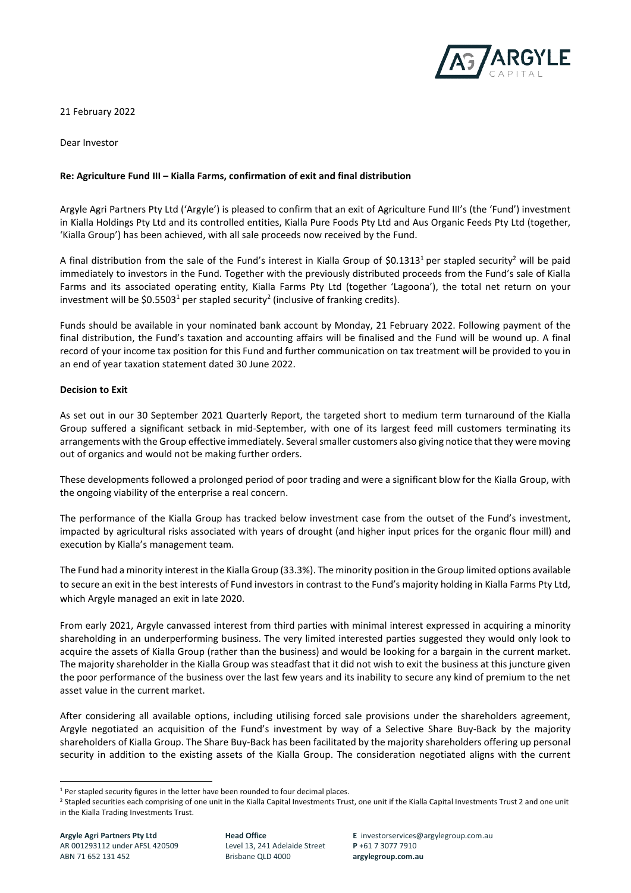21 February 2022

Dear Investor

**Re: Agriculture Fund III – Kialla Farms, confirmation of exit and final distribution**

Argyle Agri Partners Pty Ltd ('Argyle') is pleased to confirm that an exit of Agriculture Fund III's (the 'Fund') investment in Kialla Holdings Pty Ltd and its controlled entities, Kialla Pure Foods Pty Ltd and Aus Organic Feeds Pty Ltd (together, 'Kialla Group') has been achieved, with all sale proceeds now received by the Fund.

A final distribution from the sale of the Fund's interest in Kialla Group of $0.1313[1] per stapled security[2] will be paid immediately to investors in the Fund. Together with the previously distributed proceeds from the Fund's sale of Kialla Farms and its associated operating entity, Kialla Farms Pty Ltd (together 'Lagoona'), the total net return on your investment will be $0.5503[1] per stapled security[2] (inclusive of franking credits).

Funds should be available in your nominated bank account by Monday, 21 February 2022. Following payment of the final distribution, the Fund's taxation and accounting affairs will be finalised and the Fund will be wound up. A final record of your income tax position for this Fund and further communication on tax treatment will be provided to you in an end of year taxation statement dated 30 June 2022.

**Decision to Exit**

As set out in our 30 September 2021 Quarterly Report, the targeted short to medium term turnaround of the Kialla Group suffered a significant setback in mid-September, with one of its largest feed mill customers terminating its arrangements with the Group effective immediately. Several smaller customers also giving notice that they were moving out of organics and would not be making further orders.

These developments followed a prolonged period of poor trading and were a significant blow for the Kialla Group, with the ongoing viability of the enterprise a real concern.

The performance of the Kialla Group has tracked below investment case from the outset of the Fund's investment, impacted by agricultural risks associated with years of drought (and higher input prices for the organic flour mill) and execution by Kialla's management team.

The Fund had a minority interest in the Kialla Group (33.3%). The minority position in the Group limited options available to secure an exit in the best interests of Fund investors in contrast to the Fund's majority holding in Kialla Farms Pty Ltd, which Argyle managed an exit in late 2020.

From early 2021, Argyle canvassed interest from third parties with minimal interest expressed in acquiring a minority shareholding in an underperforming business. The very limited interested parties suggested they would only look to acquire the assets of Kialla Group (rather than the business) and would be looking for a bargain in the current market. The majority shareholder in the Kialla Group was steadfast that it did not wish to exit the business at this juncture given the poor performance of the business over the last few years and its inability to secure any kind of premium to the net asset value in the current market.

After considering all available options, including utilising forced sale provisions under the shareholders agreement, Argyle negotiated an acquisition of the Fund's investment by way of a Selective Share Buy-Back by the majority shareholders of Kialla Group. The Share Buy-Back has been facilitated by the majority shareholders offering up personal security in addition to the existing assets of the Kialla Group. The consideration negotiated aligns with the current

[1] Per stapled security figures in the letter have been rounded to four decimal places.

[2] Stapled securities each comprising of one unit in the Kialla Capital Investments Trust, one unit if the Kialla Capital Investments Trust 2 and one unit in the Kialla Trading Investments Trust.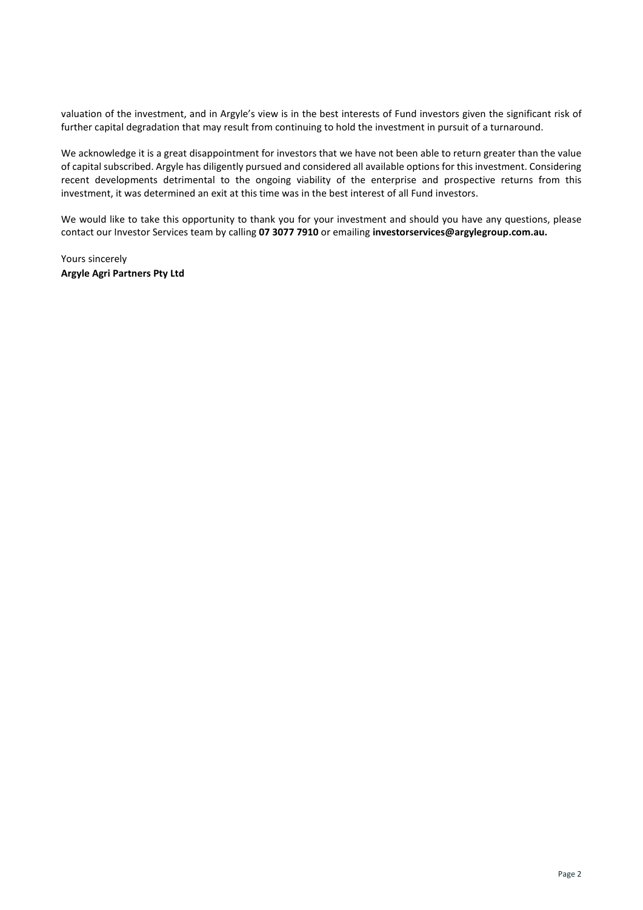valuation of the investment, and in Argyle's view is in the best interests of Fund investors given the significant risk of further capital degradation that may result from continuing to hold the investment in pursuit of a turnaround.

We acknowledge it is a great disappointment for investors that we have not been able to return greater than the value of capital subscribed. Argyle has diligently pursued and considered all available options for this investment. Considering recent developments detrimental to the ongoing viability of the enterprise and prospective returns from this investment, it was determined an exit at this time was in the best interest of all Fund investors.

We would like to take this opportunity to thank you for your investment and should you have any questions, please contact our Investor Services team by calling **07 3077 7910** or emailing **investorservices@argylegroup.com.au.**

Yours sincerely
**Argyle Agri Partners Pty Ltd**